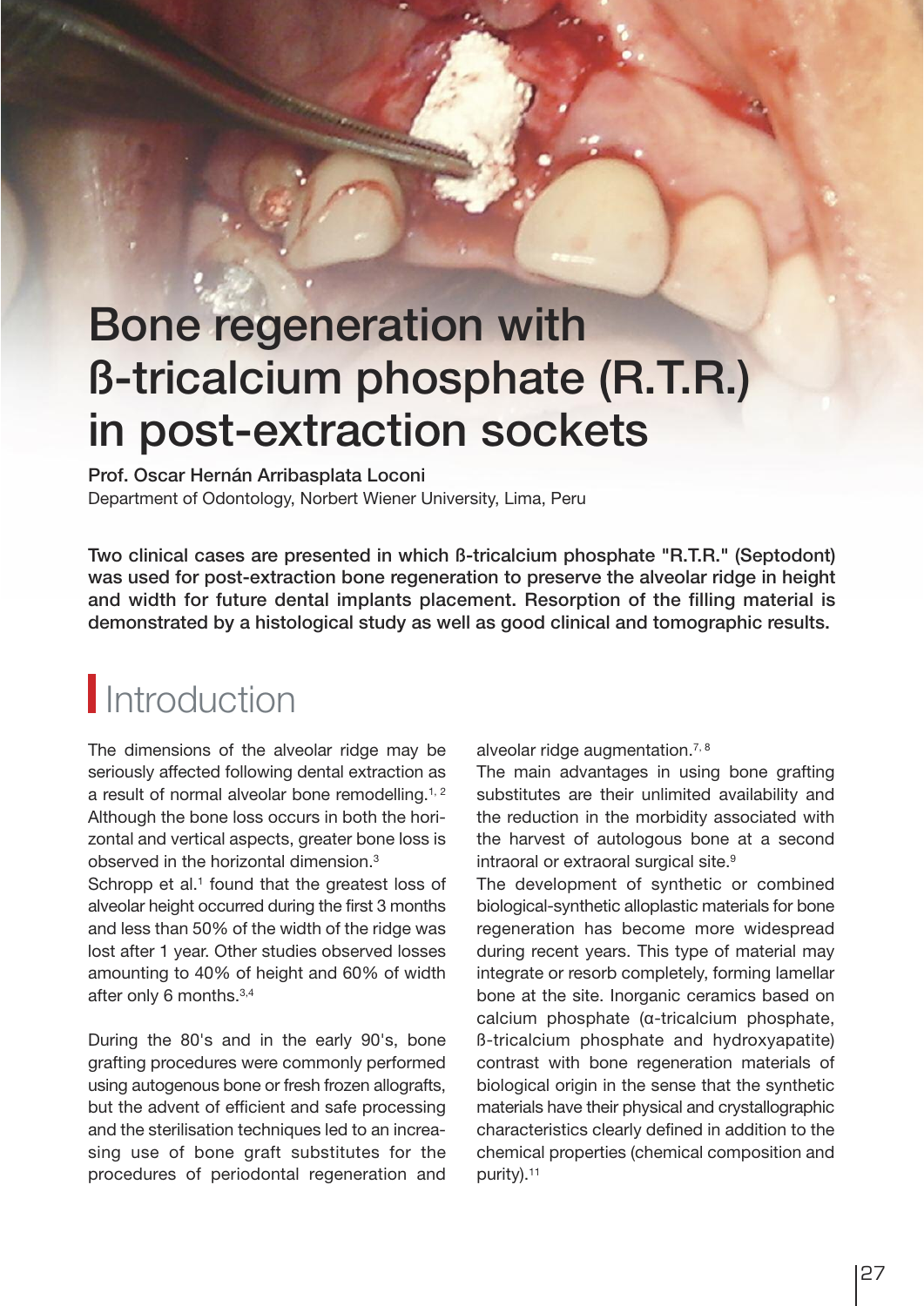# Bone regeneration with ß-tricalcium phosphate (R.T.R.) in post-extraction sockets

**Prof. Oscar Hernán Arribasplata Loconi**
Department of Odontology, Norbert Wiener University, Lima, Peru

**Two clinical cases are presented in which ß-tricalcium phosphate "R.T.R." (Septodont) was used for post-extraction bone regeneration to preserve the alveolar ridge in height and width for future dental implants placement. Resorption of the filling material is demonstrated by a histological study as well as good clinical and tomographic results.**

## Introduction

The dimensions of the alveolar ridge may be seriously affected following dental extraction as a result of normal alveolar bone remodelling.[1, 2] Although the bone loss occurs in both the horizontal and vertical aspects, greater bone loss is observed in the horizontal dimension.[3]
Schropp et al.[1] found that the greatest loss of alveolar height occurred during the first 3 months and less than 50% of the width of the ridge was lost after 1 year. Other studies observed losses amounting to 40% of height and 60% of width after only 6 months.[3,4]

During the 80's and in the early 90's, bone grafting procedures were commonly performed using autogenous bone or fresh frozen allografts, but the advent of efficient and safe processing and the sterilisation techniques led to an increasing use of bone graft substitutes for the procedures of periodontal regeneration and alveolar ridge augmentation.[7, 8]
The main advantages in using bone grafting substitutes are their unlimited availability and the reduction in the morbidity associated with the harvest of autologous bone at a second intraoral or extraoral surgical site.[9]
The development of synthetic or combined biological-synthetic alloplastic materials for bone regeneration has become more widespread during recent years. This type of material may integrate or resorb completely, forming lamellar bone at the site. Inorganic ceramics based on calcium phosphate (α-tricalcium phosphate, ß-tricalcium phosphate and hydroxyapatite) contrast with bone regeneration materials of biological origin in the sense that the synthetic materials have their physical and crystallographic characteristics clearly defined in addition to the chemical properties (chemical composition and purity).[11]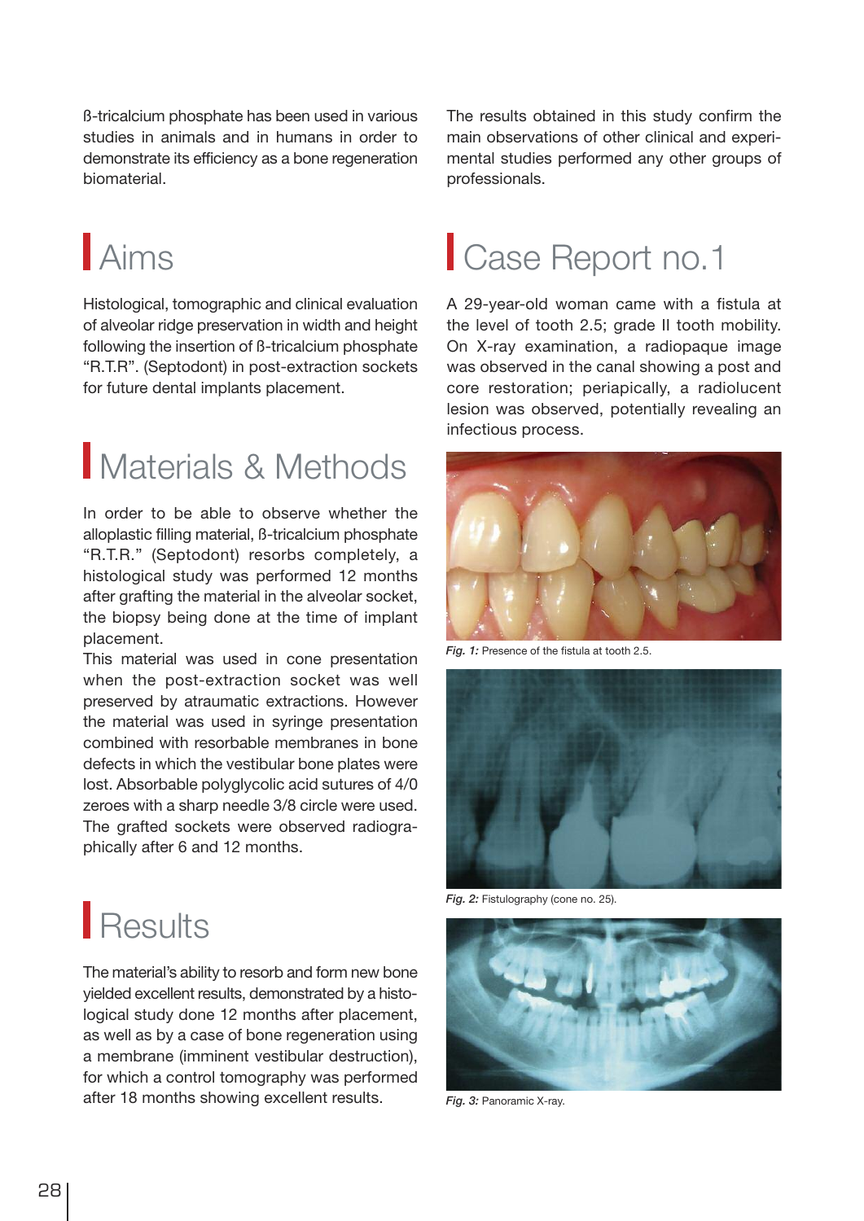ß-tricalcium phosphate has been used in various studies in animals and in humans in order to demonstrate its efficiency as a bone regeneration biomaterial.

The results obtained in this study confirm the main observations of other clinical and experimental studies performed any other groups of professionals.

# Aims

Histological, tomographic and clinical evaluation of alveolar ridge preservation in width and height following the insertion of ß-tricalcium phosphate "R.T.R". (Septodont) in post-extraction sockets for future dental implants placement.

# Materials & Methods

In order to be able to observe whether the alloplastic filling material, ß-tricalcium phosphate "R.T.R." (Septodont) resorbs completely, a histological study was performed 12 months after grafting the material in the alveolar socket, the biopsy being done at the time of implant placement.

This material was used in cone presentation when the post-extraction socket was well preserved by atraumatic extractions. However the material was used in syringe presentation combined with resorbable membranes in bone defects in which the vestibular bone plates were lost. Absorbable polyglycolic acid sutures of 4/0 zeroes with a sharp needle 3/8 circle were used. The grafted sockets were observed radiographically after 6 and 12 months.

# Results

The material's ability to resorb and form new bone yielded excellent results, demonstrated by a histological study done 12 months after placement, as well as by a case of bone regeneration using a membrane (imminent vestibular destruction), for which a control tomography was performed after 18 months showing excellent results.

# Case Report no.1

A 29-year-old woman came with a fistula at the level of tooth 2.5; grade II tooth mobility. On X-ray examination, a radiopaque image was observed in the canal showing a post and core restoration; periapically, a radiolucent lesion was observed, potentially revealing an infectious process.

*Fig. 1:* Presence of the fistula at tooth 2.5.

*Fig. 2:* Fistulography (cone no. 25).

*Fig. 3:* Panoramic X-ray.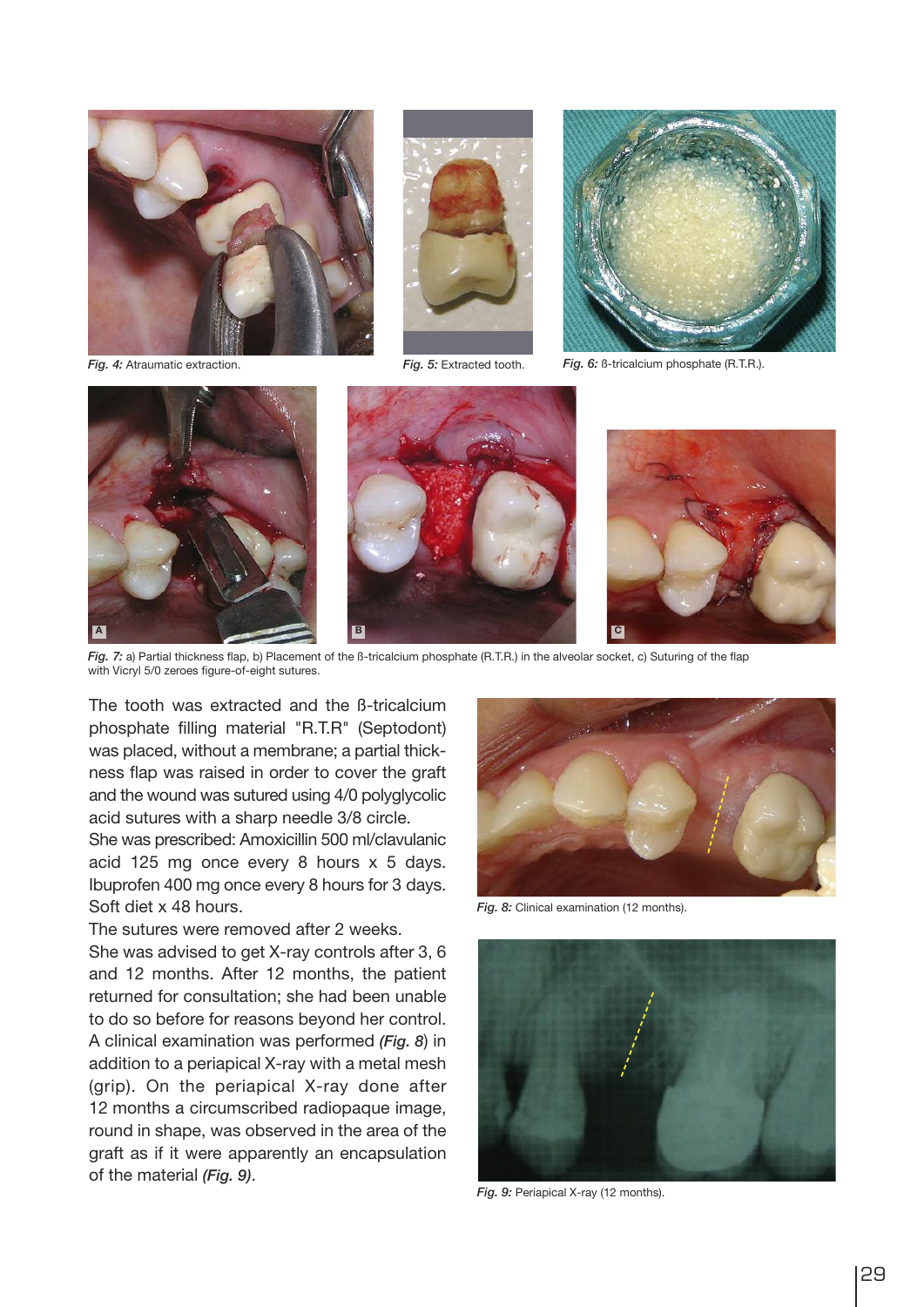*Fig. 4:* Atraumatic extraction.

*Fig. 5:* Extracted tooth.

*Fig. 6:* ß-tricalcium phosphate (R.T.R.).

*Fig. 7:* a) Partial thickness flap, b) Placement of the ß-tricalcium phosphate (R.T.R.) in the alveolar socket, c) Suturing of the flap with Vicryl 5/0 zeroes figure-of-eight sutures.

The tooth was extracted and the ß-tricalcium phosphate filling material "R.T.R" (Septodont) was placed, without a membrane; a partial thickness flap was raised in order to cover the graft and the wound was sutured using 4/0 polyglycolic acid sutures with a sharp needle 3/8 circle.

She was prescribed: Amoxicillin 500 ml/clavulanic acid 125 mg once every 8 hours x 5 days. Ibuprofen 400 mg once every 8 hours for 3 days. Soft diet x 48 hours.

The sutures were removed after 2 weeks.

She was advised to get X-ray controls after 3, 6 and 12 months. After 12 months, the patient returned for consultation; she had been unable to do so before for reasons beyond her control. A clinical examination was performed *(Fig. 8)* in addition to a periapical X-ray with a metal mesh (grip). On the periapical X-ray done after 12 months a circumscribed radiopaque image, round in shape, was observed in the area of the graft as if it were apparently an encapsulation of the material *(Fig. 9)*.

*Fig. 8:* Clinical examination (12 months).

*Fig. 9:* Periapical X-ray (12 months).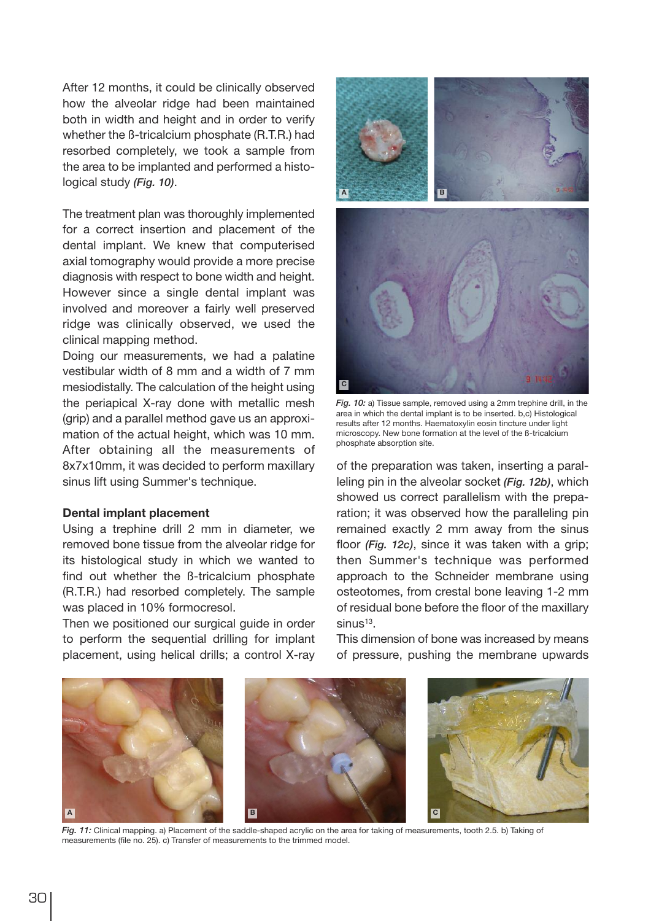After 12 months, it could be clinically observed how the alveolar ridge had been maintained both in width and height and in order to verify whether the ß-tricalcium phosphate (R.T.R.) had resorbed completely, we took a sample from the area to be implanted and performed a histological study ***(Fig. 10)***.

The treatment plan was thoroughly implemented for a correct insertion and placement of the dental implant. We knew that computerised axial tomography would provide a more precise diagnosis with respect to bone width and height. However since a single dental implant was involved and moreover a fairly well preserved ridge was clinically observed, we used the clinical mapping method.

Doing our measurements, we had a palatine vestibular width of 8 mm and a width of 7 mm mesiodistally. The calculation of the height using the periapical X-ray done with metallic mesh (grip) and a parallel method gave us an approximation of the actual height, which was 10 mm.

After obtaining all the measurements of 8x7x10mm, it was decided to perform maxillary sinus lift using Summer's technique.

*Fig. 10:* a) Tissue sample, removed using a 2mm trephine drill, in the area in which the dental implant is to be inserted. b,c) Histological results after 12 months. Haematoxylin eosin tincture under light microscopy. New bone formation at the level of the ß-tricalcium phosphate absorption site.

**Dental implant placement**

Using a trephine drill 2 mm in diameter, we removed bone tissue from the alveolar ridge for its histological study in which we wanted to find out whether the ß-tricalcium phosphate (R.T.R.) had resorbed completely. The sample was placed in 10% formocresol.

Then we positioned our surgical guide in order to perform the sequential drilling for implant placement, using helical drills; a control X-ray of the preparation was taken, inserting a paralleling pin in the alveolar socket ***(Fig. 12b)***, which showed us correct parallelism with the preparation; it was observed how the paralleling pin remained exactly 2 mm away from the sinus floor ***(Fig. 12c)***, since it was taken with a grip; then Summer's technique was performed approach to the Schneider membrane using osteotomes, from crestal bone leaving 1-2 mm of residual bone before the floor of the maxillary sinus[13].

This dimension of bone was increased by means of pressure, pushing the membrane upwards

*Fig. 11:* Clinical mapping. a) Placement of the saddle-shaped acrylic on the area for taking of measurements, tooth 2.5. b) Taking of measurements (file no. 25). c) Transfer of measurements to the trimmed model.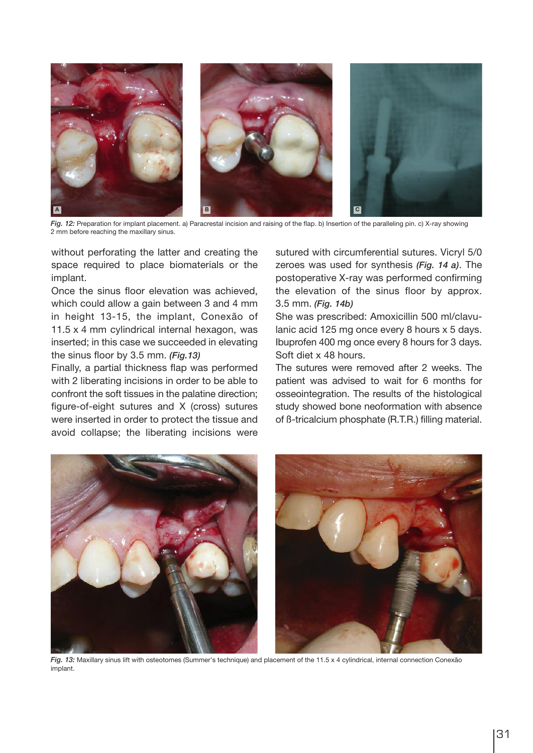*Fig. 12:* Preparation for implant placement. a) Paracrestal incision and raising of the flap. b) Insertion of the paralleling pin. c) X-ray showing 2 mm before reaching the maxillary sinus.

without perforating the latter and creating the space required to place biomaterials or the implant.

Once the sinus floor elevation was achieved, which could allow a gain between 3 and 4 mm in height 13-15, the implant, Conexão of 11.5 x 4 mm cylindrical internal hexagon, was inserted; in this case we succeeded in elevating the sinus floor by 3.5 mm. ***(Fig.13)***

Finally, a partial thickness flap was performed with 2 liberating incisions in order to be able to confront the soft tissues in the palatine direction; figure-of-eight sutures and X (cross) sutures were inserted in order to protect the tissue and avoid collapse; the liberating incisions were sutured with circumferential sutures. Vicryl 5/0 zeroes was used for synthesis ***(Fig. 14 a)***. The postoperative X-ray was performed confirming the elevation of the sinus floor by approx. 3.5 mm. ***(Fig. 14b)***

She was prescribed: Amoxicillin 500 ml/clavulanic acid 125 mg once every 8 hours x 5 days. Ibuprofen 400 mg once every 8 hours for 3 days. Soft diet x 48 hours.

The sutures were removed after 2 weeks. The patient was advised to wait for 6 months for osseointegration. The results of the histological study showed bone neoformation with absence of ß-tricalcium phosphate (R.T.R.) filling material.

*Fig. 13:* Maxillary sinus lift with osteotomes (Summer's technique) and placement of the 11.5 x 4 cylindrical, internal connection Conexão implant.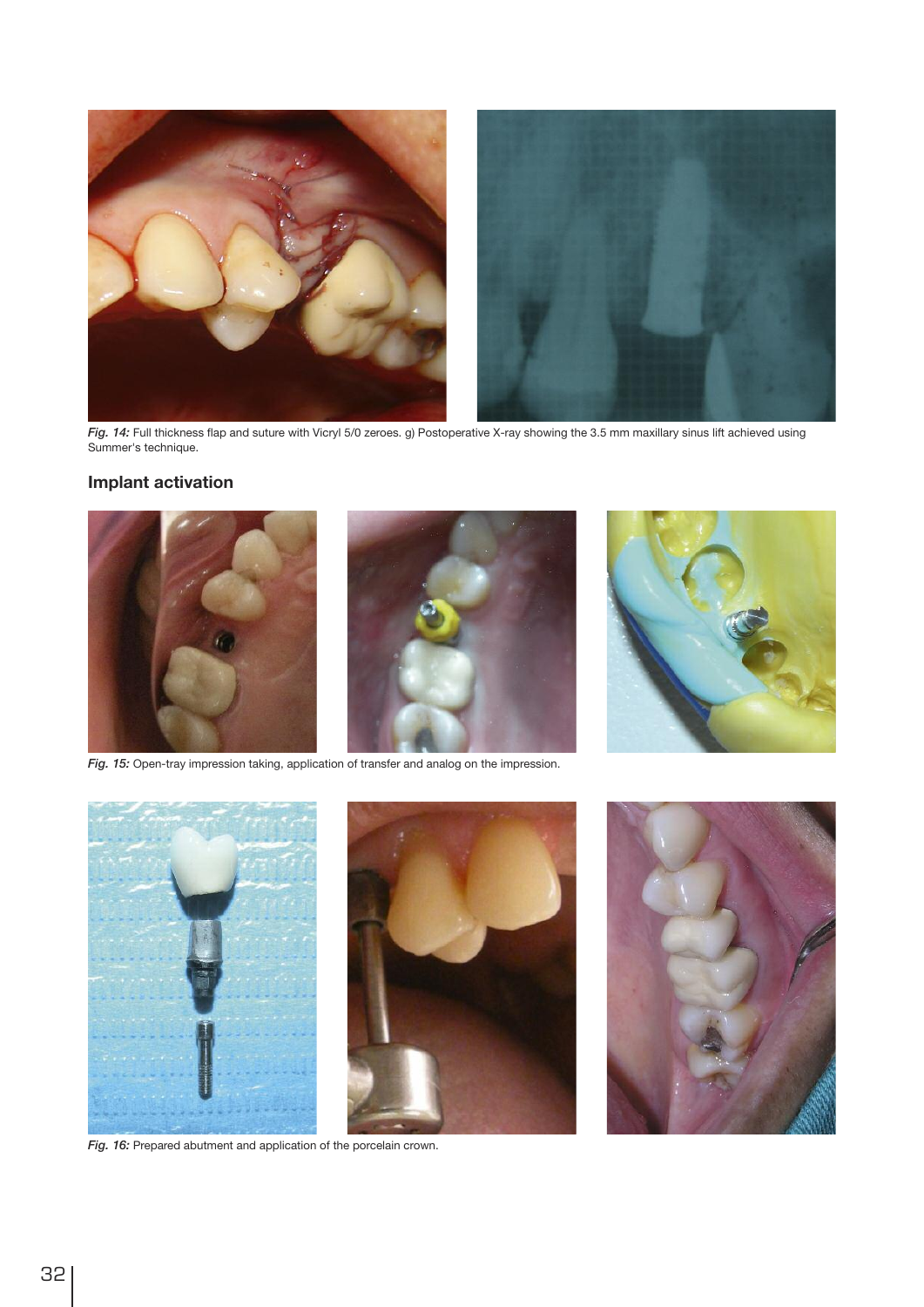*Fig. 14:* Full thickness flap and suture with Vicryl 5/0 zeroes. g) Postoperative X-ray showing the 3.5 mm maxillary sinus lift achieved using Summer's technique.

## Implant activation

*Fig. 15:* Open-tray impression taking, application of transfer and analog on the impression.

*Fig. 16:* Prepared abutment and application of the porcelain crown.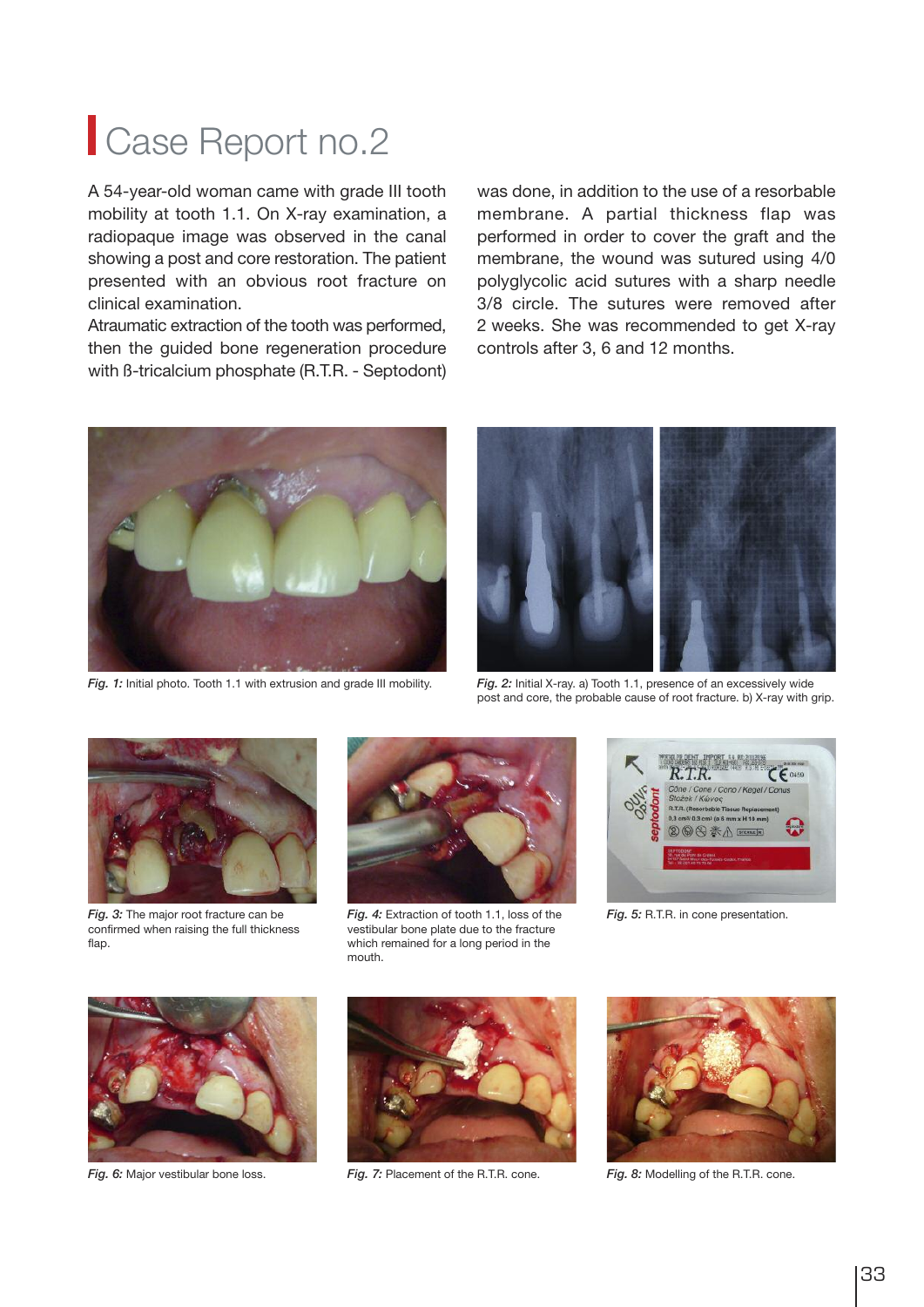# Case Report no.2

A 54-year-old woman came with grade III tooth mobility at tooth 1.1. On X-ray examination, a radiopaque image was observed in the canal showing a post and core restoration. The patient presented with an obvious root fracture on clinical examination.

Atraumatic extraction of the tooth was performed, then the guided bone regeneration procedure with ß-tricalcium phosphate (R.T.R. - Septodont) was done, in addition to the use of a resorbable membrane. A partial thickness flap was performed in order to cover the graft and the membrane, the wound was sutured using 4/0 polyglycolic acid sutures with a sharp needle 3/8 circle. The sutures were removed after 2 weeks. She was recommended to get X-ray controls after 3, 6 and 12 months.

*Fig. 1:* Initial photo. Tooth 1.1 with extrusion and grade III mobility.

*Fig. 2:* Initial X-ray. a) Tooth 1.1, presence of an excessively wide post and core, the probable cause of root fracture. b) X-ray with grip.

*Fig. 3:* The major root fracture can be confirmed when raising the full thickness flap.

*Fig. 4:* Extraction of tooth 1.1, loss of the vestibular bone plate due to the fracture which remained for a long period in the mouth.

*Fig. 5:* R.T.R. in cone presentation.

*Fig. 6:* Major vestibular bone loss.

*Fig. 7:* Placement of the R.T.R. cone.

*Fig. 8:* Modelling of the R.T.R. cone.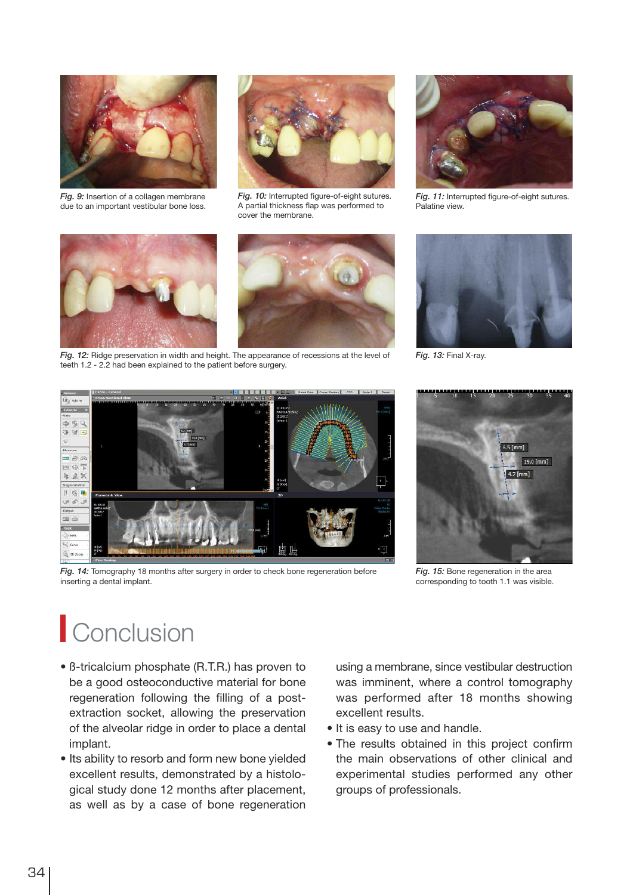*Fig. 9:* Insertion of a collagen membrane due to an important vestibular bone loss.

*Fig. 10:* Interrupted figure-of-eight sutures. A partial thickness flap was performed to cover the membrane.

*Fig. 11:* Interrupted figure-of-eight sutures. Palatine view.

*Fig. 12:* Ridge preservation in width and height. The appearance of recessions at the level of teeth 1.2 - 2.2 had been explained to the patient before surgery.

*Fig. 13:* Final X-ray.

*Fig. 14:* Tomography 18 months after surgery in order to check bone regeneration before inserting a dental implant.

*Fig. 15:* Bone regeneration in the area corresponding to tooth 1.1 was visible.

# Conclusion

- ß-tricalcium phosphate (R.T.R.) has proven to be a good osteoconductive material for bone regeneration following the filling of a post-extraction socket, allowing the preservation of the alveolar ridge in order to place a dental implant.
- Its ability to resorb and form new bone yielded excellent results, demonstrated by a histological study done 12 months after placement, as well as by a case of bone regeneration using a membrane, since vestibular destruction was imminent, where a control tomography was performed after 18 months showing excellent results.
- It is easy to use and handle.
- The results obtained in this project confirm the main observations of other clinical and experimental studies performed any other groups of professionals.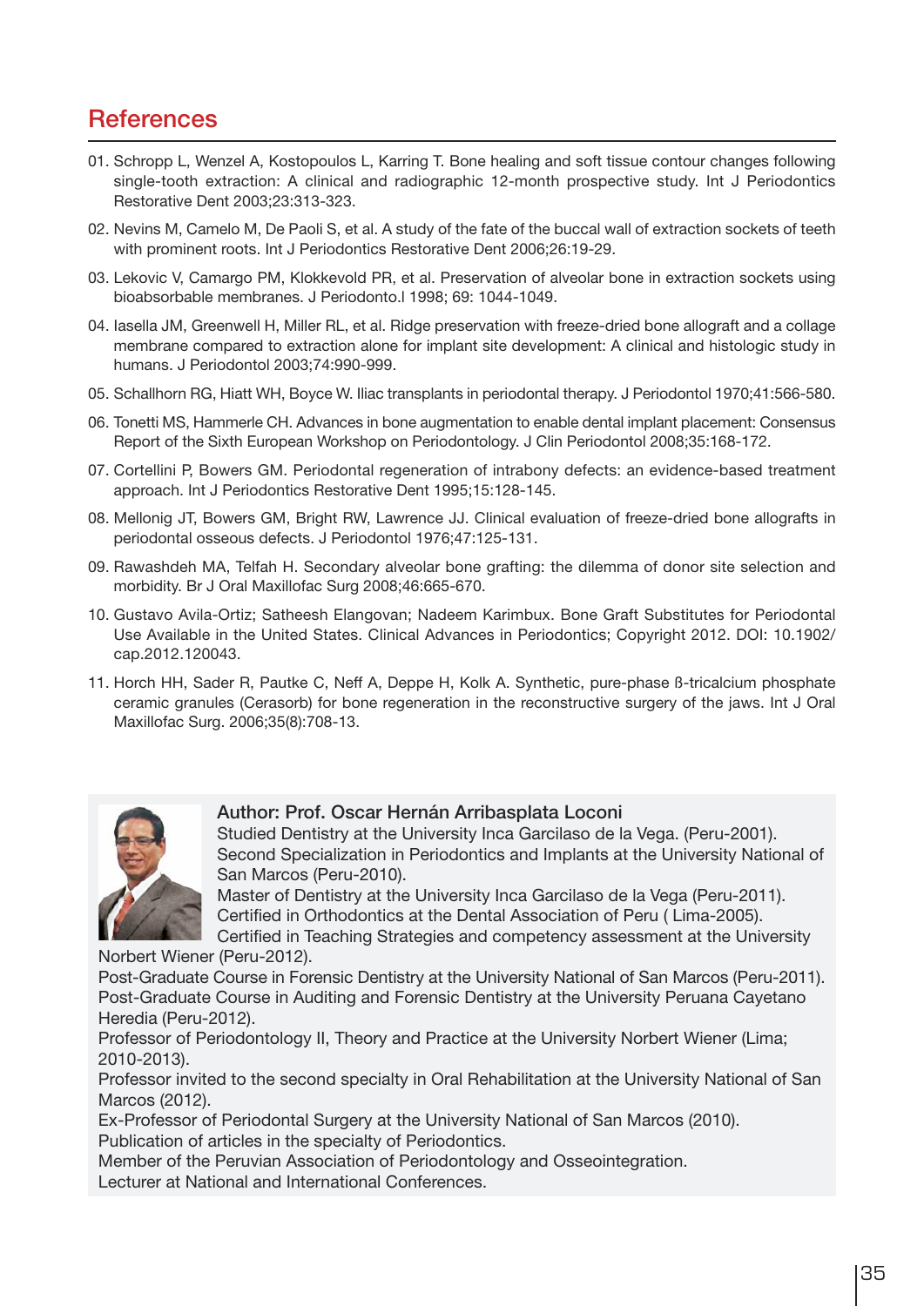## References

01. Schropp L, Wenzel A, Kostopoulos L, Karring T. Bone healing and soft tissue contour changes following single-tooth extraction: A clinical and radiographic 12-month prospective study. Int J Periodontics Restorative Dent 2003;23:313-323.

02. Nevins M, Camelo M, De Paoli S, et al. A study of the fate of the buccal wall of extraction sockets of teeth with prominent roots. Int J Periodontics Restorative Dent 2006;26:19-29.

03. Lekovic V, Camargo PM, Klokkevold PR, et al. Preservation of alveolar bone in extraction sockets using bioabsorbable membranes. J Periodonto.l 1998; 69: 1044-1049.

04. Iasella JM, Greenwell H, Miller RL, et al. Ridge preservation with freeze-dried bone allograft and a collage membrane compared to extraction alone for implant site development: A clinical and histologic study in humans. J Periodontol 2003;74:990-999.

05. Schallhorn RG, Hiatt WH, Boyce W. Iliac transplants in periodontal therapy. J Periodontol 1970;41:566-580.

06. Tonetti MS, Hammerle CH. Advances in bone augmentation to enable dental implant placement: Consensus Report of the Sixth European Workshop on Periodontology. J Clin Periodontol 2008;35:168-172.

07. Cortellini P, Bowers GM. Periodontal regeneration of intrabony defects: an evidence-based treatment approach. Int J Periodontics Restorative Dent 1995;15:128-145.

08. Mellonig JT, Bowers GM, Bright RW, Lawrence JJ. Clinical evaluation of freeze-dried bone allografts in periodontal osseous defects. J Periodontol 1976;47:125-131.

09. Rawashdeh MA, Telfah H. Secondary alveolar bone grafting: the dilemma of donor site selection and morbidity. Br J Oral Maxillofac Surg 2008;46:665-670.

10. Gustavo Avila-Ortiz; Satheesh Elangovan; Nadeem Karimbux. Bone Graft Substitutes for Periodontal Use Available in the United States. Clinical Advances in Periodontics; Copyright 2012. DOI: 10.1902/cap.2012.120043.

11. Horch HH, Sader R, Pautke C, Neff A, Deppe H, Kolk A. Synthetic, pure-phase ß-tricalcium phosphate ceramic granules (Cerasorb) for bone regeneration in the reconstructive surgery of the jaws. Int J Oral Maxillofac Surg. 2006;35(8):708-13.

**Author: Prof. Oscar Hernán Arribasplata Loconi**

Studied Dentistry at the University Inca Garcilaso de la Vega. (Peru-2001).
Second Specialization in Periodontics and Implants at the University National of San Marcos (Peru-2010).
Master of Dentistry at the University Inca Garcilaso de la Vega (Peru-2011).
Certified in Orthodontics at the Dental Association of Peru ( Lima-2005).
Certified in Teaching Strategies and competency assessment at the University Norbert Wiener (Peru-2012).
Post-Graduate Course in Forensic Dentistry at the University National of San Marcos (Peru-2011).
Post-Graduate Course in Auditing and Forensic Dentistry at the University Peruana Cayetano Heredia (Peru-2012).
Professor of Periodontology II, Theory and Practice at the University Norbert Wiener (Lima; 2010-2013).
Professor invited to the second specialty in Oral Rehabilitation at the University National of San Marcos (2012).
Ex-Professor of Periodontal Surgery at the University National of San Marcos (2010).
Publication of articles in the specialty of Periodontics.
Member of the Peruvian Association of Periodontology and Osseointegration.
Lecturer at National and International Conferences.